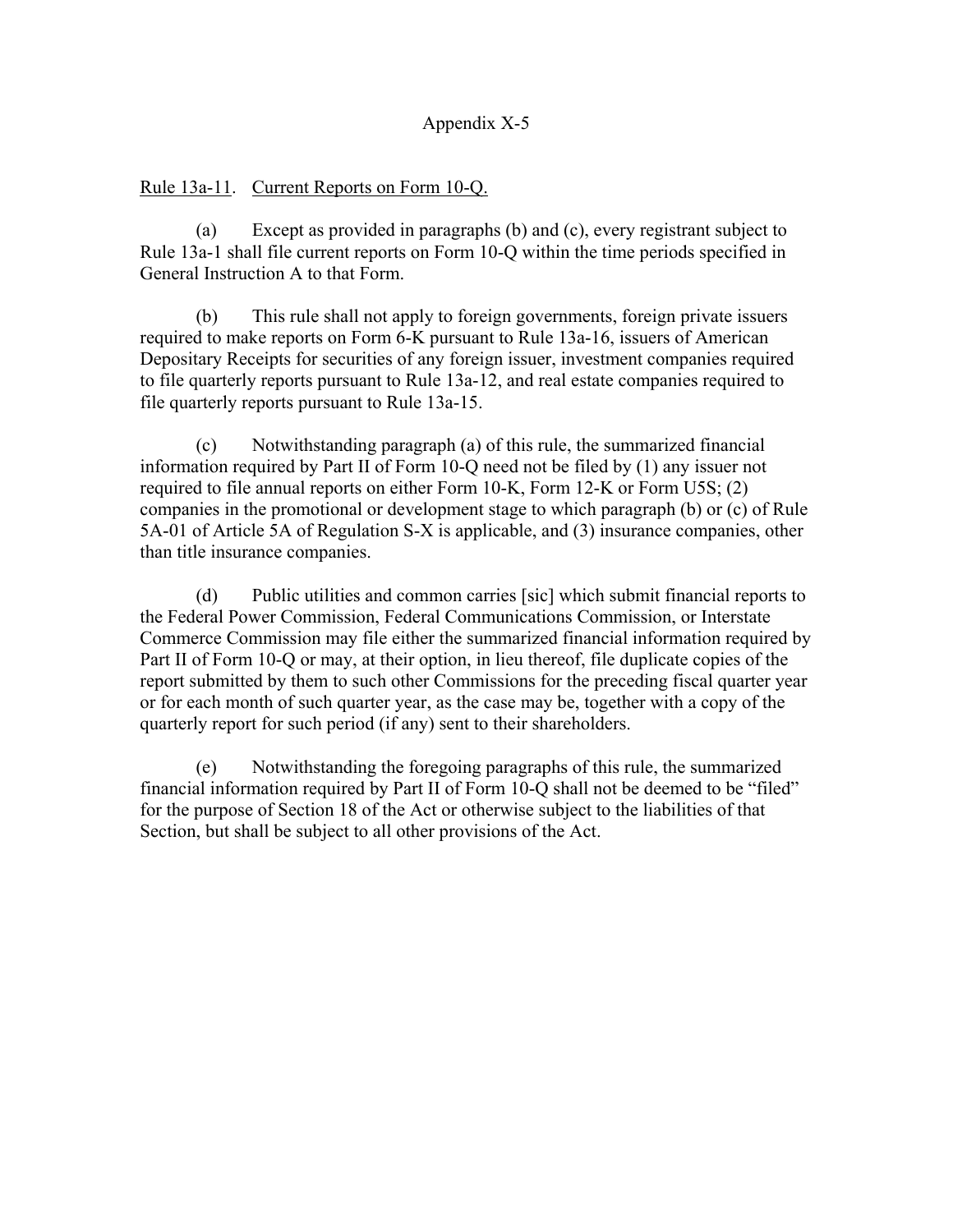Appendix X-5

Rule 13a-11. Current Reports on Form 10-Q.

(a) Except as provided in paragraphs (b) and (c), every registrant subject to Rule 13a-1 shall file current reports on Form 10-Q within the time periods specified in General Instruction A to that Form.

(b) This rule shall not apply to foreign governments, foreign private issuers required to make reports on Form 6-K pursuant to Rule 13a-16, issuers of American Depositary Receipts for securities of any foreign issuer, investment companies required to file quarterly reports pursuant to Rule 13a-12, and real estate companies required to file quarterly reports pursuant to Rule 13a-15.

(c) Notwithstanding paragraph (a) of this rule, the summarized financial information required by Part II of Form 10-Q need not be filed by (1) any issuer not required to file annual reports on either Form 10-K, Form 12-K or Form U5S; (2) companies in the promotional or development stage to which paragraph (b) or (c) of Rule 5A-01 of Article 5A of Regulation S-X is applicable, and (3) insurance companies, other than title insurance companies.

(d) Public utilities and common carries [sic] which submit financial reports to the Federal Power Commission, Federal Communications Commission, or Interstate Commerce Commission may file either the summarized financial information required by Part II of Form 10-Q or may, at their option, in lieu thereof, file duplicate copies of the report submitted by them to such other Commissions for the preceding fiscal quarter year or for each month of such quarter year, as the case may be, together with a copy of the quarterly report for such period (if any) sent to their shareholders.

(e) Notwithstanding the foregoing paragraphs of this rule, the summarized financial information required by Part II of Form 10-Q shall not be deemed to be "filed" for the purpose of Section 18 of the Act or otherwise subject to the liabilities of that Section, but shall be subject to all other provisions of the Act.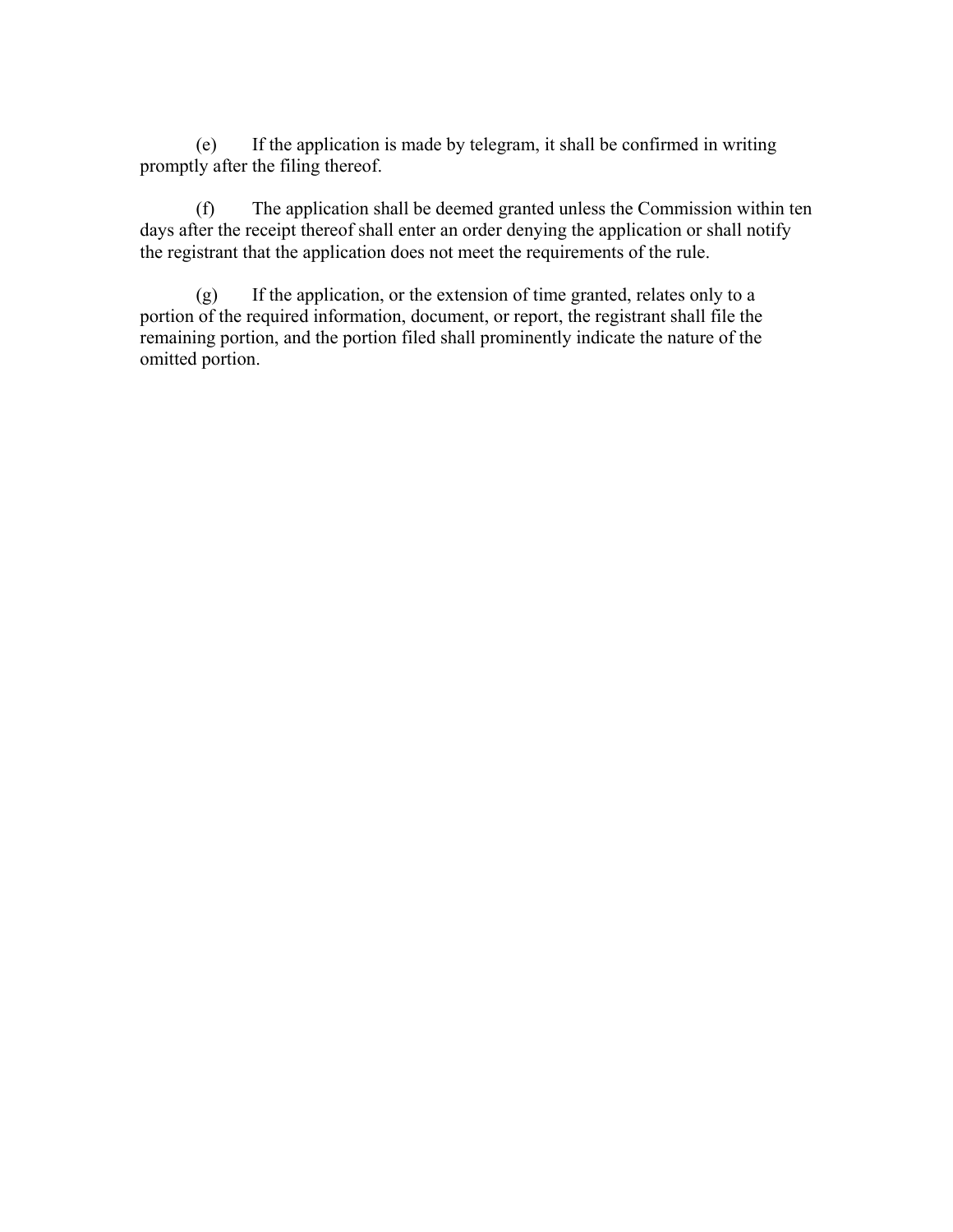(e) If the application is made by telegram, it shall be confirmed in writing promptly after the filing thereof.

(f) The application shall be deemed granted unless the Commission within ten days after the receipt thereof shall enter an order denying the application or shall notify the registrant that the application does not meet the requirements of the rule.

(g) If the application, or the extension of time granted, relates only to a portion of the required information, document, or report, the registrant shall file the remaining portion, and the portion filed shall prominently indicate the nature of the omitted portion.